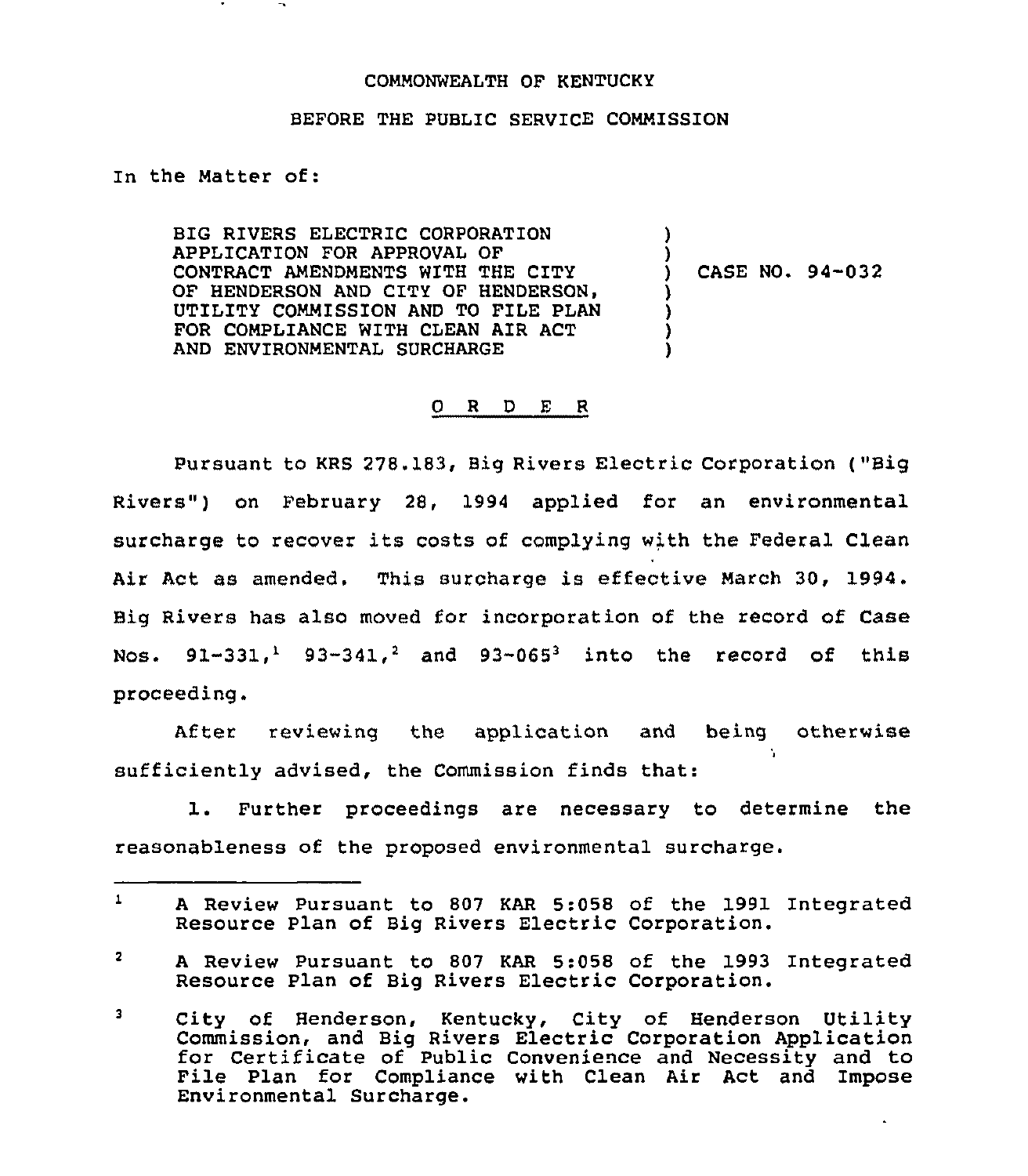COMMONWEALTH OF KENTUCKY

BEFORE THE PUBLIC SERVICE COMMISSION

In the Matter of:

BIG RIVERS ELECTRIC CORPORATION APPLICATION FOR APPROVAL OF CONTRACT AMENDMENTS WITH THE CITY OF HENDERSON AND CITY OF HENDERSON, UTILITY COMMISSION AND TO FILE PLAN FOR COMPLIANCE WITH CLEAN AIR ACT AND ENVIRONMENTAL SURCHARGE ) CASE NO. 94-032

O R D E R

Pursuant to KRS 278.183, Big Rivers Electric Corporation ("Big Rivers") on February 28, 1994 applied for an environmental surcharge to recover its costs of complying with the Federal Clean Air Act as amended. This surcharge is effective March 30, 1994. Big Rivers has also moved for incorporation of the record of Case Nos. 91-331,[1] 93-341,[2] and 93-065[3] into the record of this proceeding.

After reviewing the application and being otherwise sufficiently advised, the Commission finds that:

1. Further proceedings are necessary to determine the reasonableness of the proposed environmental surcharge.

---

[1] A Review Pursuant to 807 KAR 5:058 of the 1991 Integrated Resource Plan of Big Rivers Electric Corporation.

[2] A Review Pursuant to 807 KAR 5:058 of the 1993 Integrated Resource Plan of Big Rivers Electric Corporation.

[3] City of Henderson, Kentucky, City of Henderson Utility Commission, and Big Rivers Electric Corporation Application for Certificate of Public Convenience and Necessity and to File Plan for Compliance with Clean Air Act and Impose Environmental Surcharge.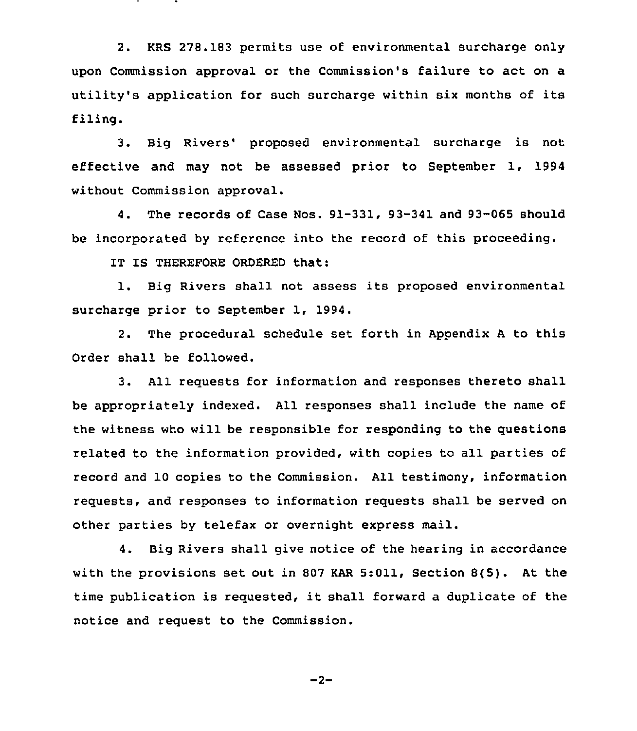2. KRS 278.183 permits use of environmental surcharge only upon Commission approval or the Commission's failure to act on a utility's application for such surcharge within six months of its filing.

3. Big Rivers' proposed environmental surcharge is not effective and may not be assessed prior to September 1, 1994 without Commission approval.

4. The records of Case Nos. 91-331, 93-341 and 93-065 should be incorporated by reference into the record of this proceeding.

IT IS THEREFORE ORDERED that:

1. Big Rivers shall not assess its proposed environmental surcharge prior to September 1, 1994.

2. The procedural schedule set forth in Appendix A to this Order shall be followed.

3. All requests for information and responses thereto shall be appropriately indexed. All responses shall include the name of the witness who will be responsible for responding to the questions related to the information provided, with copies to all parties of record and 10 copies to the Commission. All testimony, information requests, and responses to information requests shall be served on other parties by telefax or overnight express mail.

4. Big Rivers shall give notice of the hearing in accordance with the provisions set out in 807 KAR 5:011, Section 8(5). At the time publication is requested, it shall forward a duplicate of the notice and request to the Commission.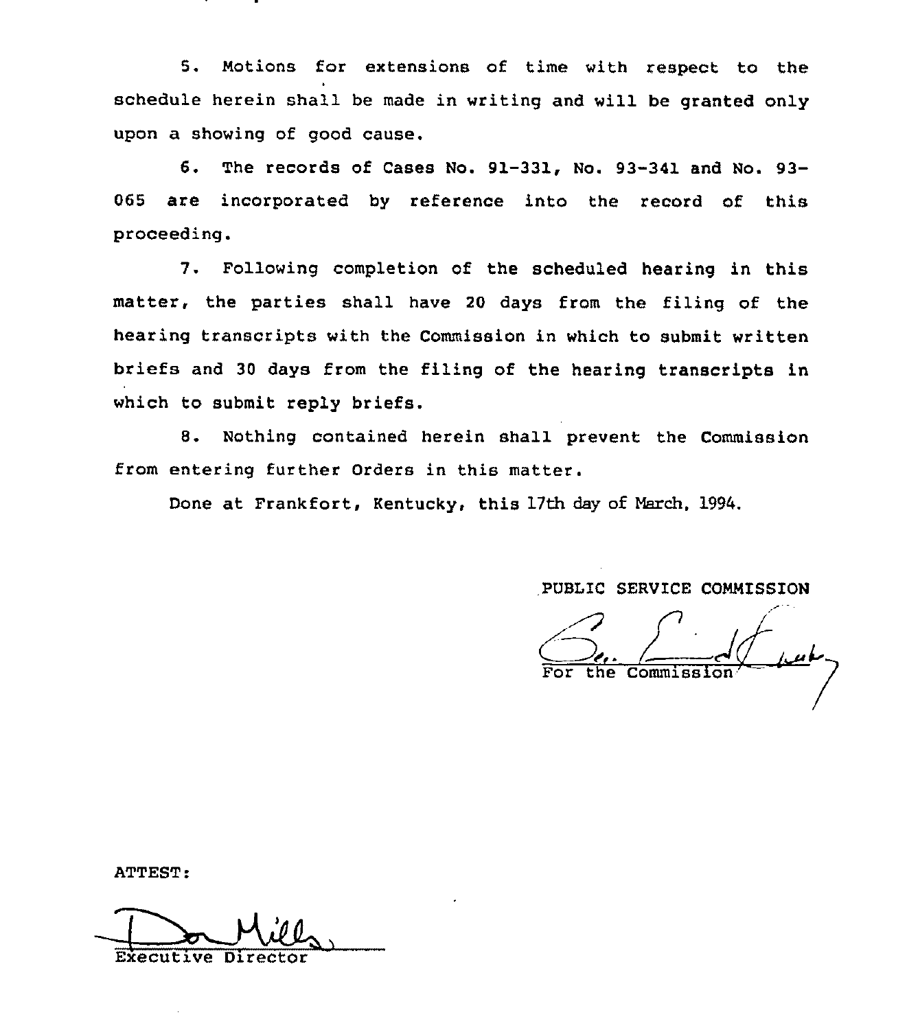5. Motions for extensions of time with respect to the schedule herein shall be made in writing and will be granted only upon a showing of good cause.

6. The records of Cases No. 91-331, No. 93-341 and No. 93-065 are incorporated by reference into the record of this proceeding.

7. Following completion of the scheduled hearing in this matter, the parties shall have 20 days from the filing of the hearing transcripts with the Commission in which to submit written briefs and 30 days from the filing of the hearing transcripts in which to submit reply briefs.

8. Nothing contained herein shall prevent the Commission from entering further Orders in this matter.

Done at Frankfort, Kentucky, this 17th day of March, 1994.

PUBLIC SERVICE COMMISSION

For the Commission

ATTEST:

Executive Director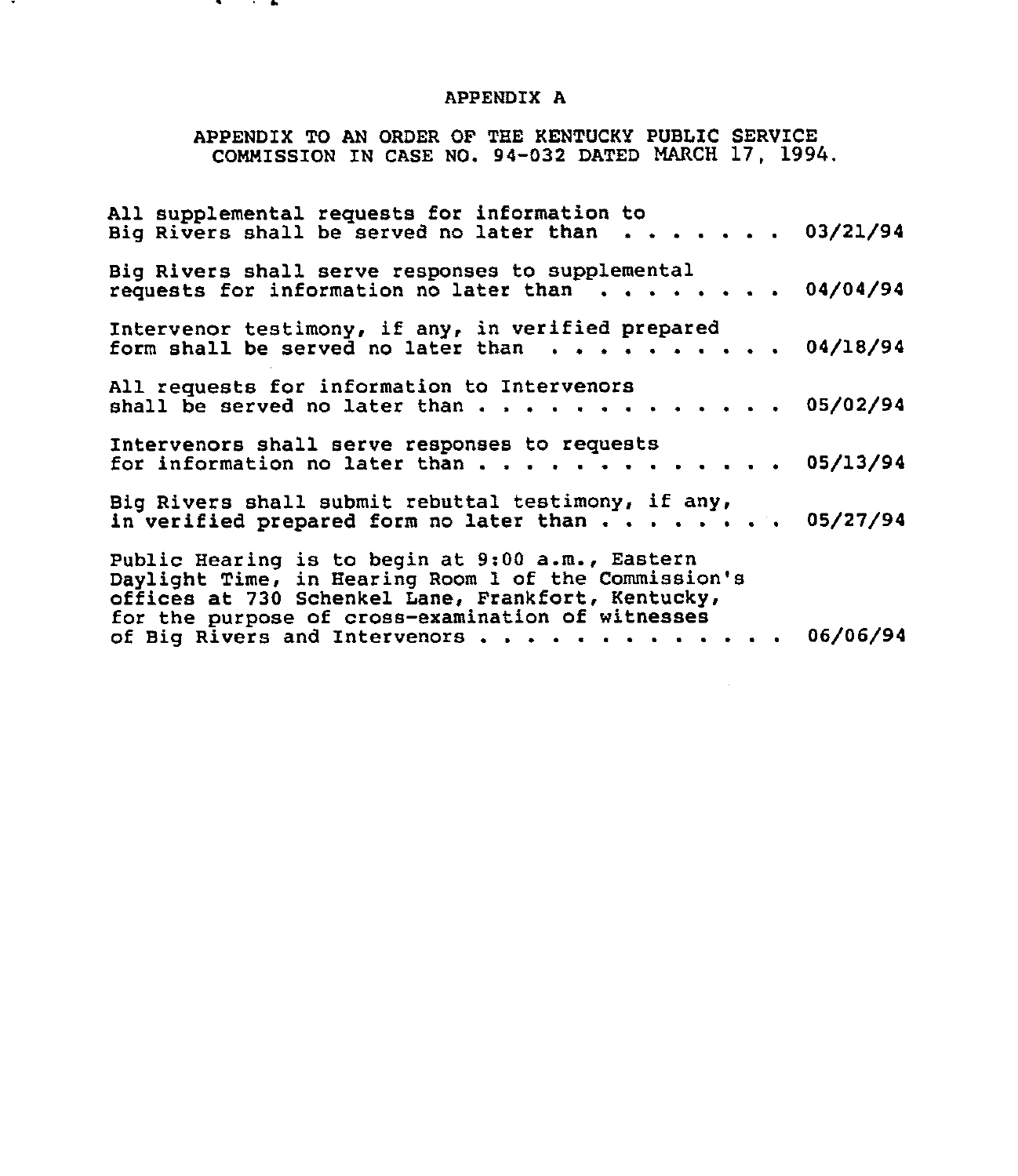# APPENDIX A

APPENDIX TO AN ORDER OF THE KENTUCKY PUBLIC SERVICE COMMISSION IN CASE NO. 94-032 DATED MARCH 17, 1994.

All supplemental requests for information to Big Rivers shall be served no later than . . . . . . . . 03/21/94

Big Rivers shall serve responses to supplemental requests for information no later than . . . . . . . . . 04/04/94

Intervenor testimony, if any, in verified prepared form shall be served no later than . . . . . . . . . . . 04/18/94

All requests for information to Intervenors shall be served no later than . . . . . . . . . . . . . . 05/02/94

Intervenors shall serve responses to requests for information no later than . . . . . . . . . . . . . . 05/13/94

Big Rivers shall submit rebuttal testimony, if any, in verified prepared form no later than . . . . . . . . . 05/27/94

Public Hearing is to begin at 9:00 a.m., Eastern Daylight Time, in Hearing Room 1 of the Commission's offices at 730 Schenkel Lane, Frankfort, Kentucky, for the purpose of cross-examination of witnesses of Big Rivers and Intervenors . . . . . . . . . . . . . 06/06/94